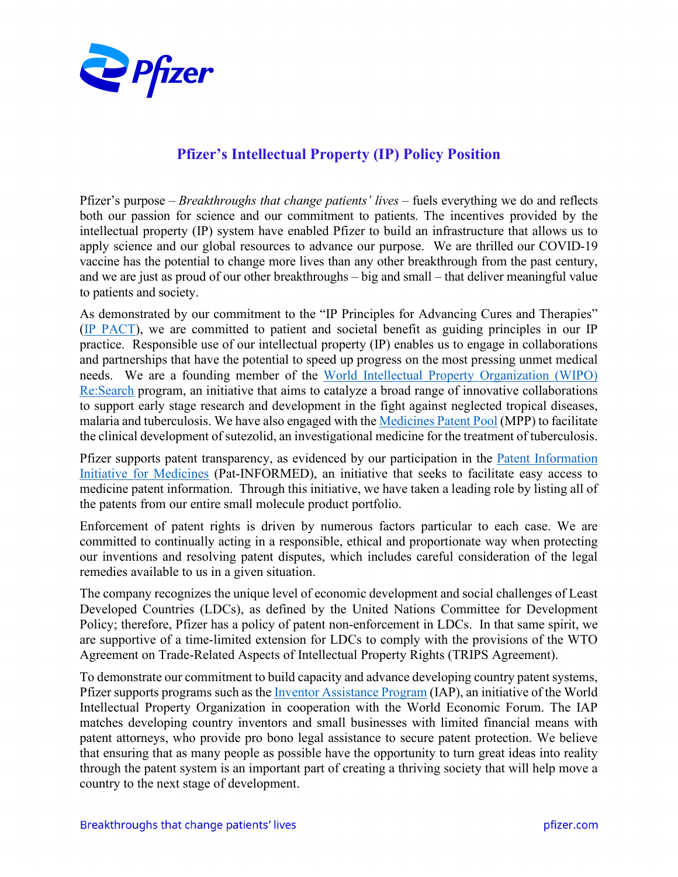# Pfizer's Intellectual Property (IP) Policy Position

Pfizer's purpose – *Breakthroughs that change patients' lives* – fuels everything we do and reflects both our passion for science and our commitment to patients. The incentives provided by the intellectual property (IP) system have enabled Pfizer to build an infrastructure that allows us to apply science and our global resources to advance our purpose. We are thrilled our COVID-19 vaccine has the potential to change more lives than any other breakthrough from the past century, and we are just as proud of our other breakthroughs – big and small – that deliver meaningful value to patients and society.

As demonstrated by our commitment to the "IP Principles for Advancing Cures and Therapies" (IP PACT), we are committed to patient and societal benefit as guiding principles in our IP practice. Responsible use of our intellectual property (IP) enables us to engage in collaborations and partnerships that have the potential to speed up progress on the most pressing unmet medical needs. We are a founding member of the World Intellectual Property Organization (WIPO) Re:Search program, an initiative that aims to catalyze a broad range of innovative collaborations to support early stage research and development in the fight against neglected tropical diseases, malaria and tuberculosis. We have also engaged with the Medicines Patent Pool (MPP) to facilitate the clinical development of sutezolid, an investigational medicine for the treatment of tuberculosis.

Pfizer supports patent transparency, as evidenced by our participation in the Patent Information Initiative for Medicines (Pat-INFORMED), an initiative that seeks to facilitate easy access to medicine patent information. Through this initiative, we have taken a leading role by listing all of the patents from our entire small molecule product portfolio.

Enforcement of patent rights is driven by numerous factors particular to each case. We are committed to continually acting in a responsible, ethical and proportionate way when protecting our inventions and resolving patent disputes, which includes careful consideration of the legal remedies available to us in a given situation.

The company recognizes the unique level of economic development and social challenges of Least Developed Countries (LDCs), as defined by the United Nations Committee for Development Policy; therefore, Pfizer has a policy of patent non-enforcement in LDCs. In that same spirit, we are supportive of a time-limited extension for LDCs to comply with the provisions of the WTO Agreement on Trade-Related Aspects of Intellectual Property Rights (TRIPS Agreement).

To demonstrate our commitment to build capacity and advance developing country patent systems, Pfizer supports programs such as the Inventor Assistance Program (IAP), an initiative of the World Intellectual Property Organization in cooperation with the World Economic Forum. The IAP matches developing country inventors and small businesses with limited financial means with patent attorneys, who provide pro bono legal assistance to secure patent protection. We believe that ensuring that as many people as possible have the opportunity to turn great ideas into reality through the patent system is an important part of creating a thriving society that will help move a country to the next stage of development.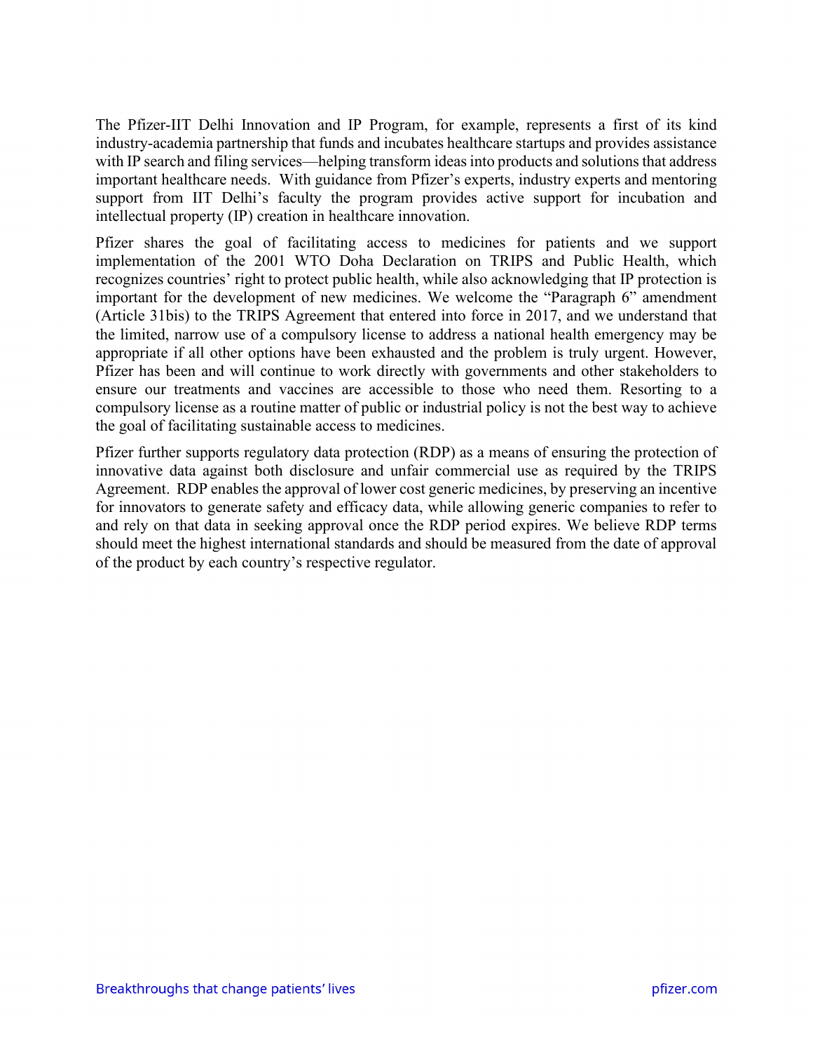The Pfizer-IIT Delhi Innovation and IP Program, for example, represents a first of its kind industry-academia partnership that funds and incubates healthcare startups and provides assistance with IP search and filing services—helping transform ideas into products and solutions that address important healthcare needs. With guidance from Pfizer's experts, industry experts and mentoring support from IIT Delhi's faculty the program provides active support for incubation and intellectual property (IP) creation in healthcare innovation.

Pfizer shares the goal of facilitating access to medicines for patients and we support implementation of the 2001 WTO Doha Declaration on TRIPS and Public Health, which recognizes countries' right to protect public health, while also acknowledging that IP protection is important for the development of new medicines. We welcome the "Paragraph 6" amendment (Article 31bis) to the TRIPS Agreement that entered into force in 2017, and we understand that the limited, narrow use of a compulsory license to address a national health emergency may be appropriate if all other options have been exhausted and the problem is truly urgent. However, Pfizer has been and will continue to work directly with governments and other stakeholders to ensure our treatments and vaccines are accessible to those who need them. Resorting to a compulsory license as a routine matter of public or industrial policy is not the best way to achieve the goal of facilitating sustainable access to medicines.

Pfizer further supports regulatory data protection (RDP) as a means of ensuring the protection of innovative data against both disclosure and unfair commercial use as required by the TRIPS Agreement. RDP enables the approval of lower cost generic medicines, by preserving an incentive for innovators to generate safety and efficacy data, while allowing generic companies to refer to and rely on that data in seeking approval once the RDP period expires. We believe RDP terms should meet the highest international standards and should be measured from the date of approval of the product by each country's respective regulator.